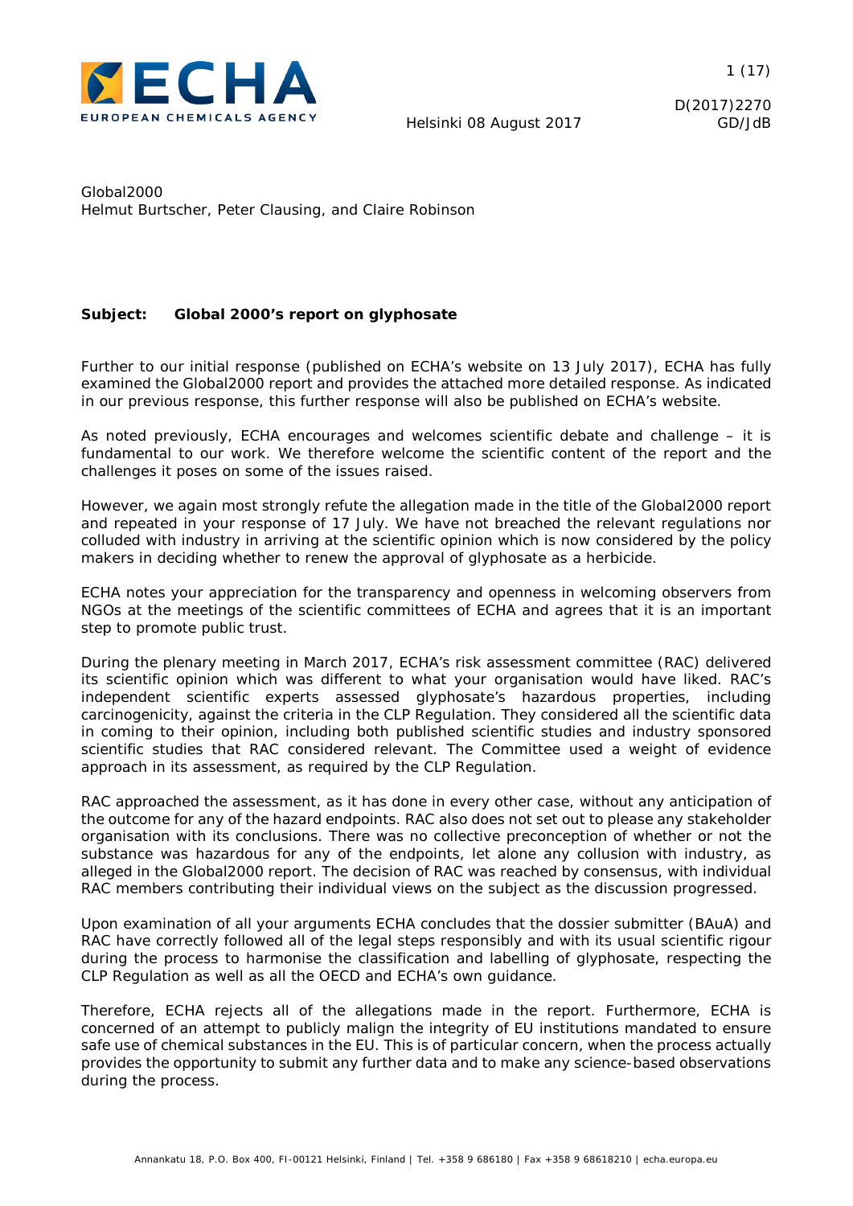Helsinki 08 August 2017

D(2017)2270
GD/JdB

Global2000
Helmut Burtscher, Peter Clausing, and Claire Robinson

**Subject: Global 2000's report on glyphosate**

Further to our initial response (published on ECHA's website on 13 July 2017), ECHA has fully examined the Global2000 report and provides the attached more detailed response. As indicated in our previous response, this further response will also be published on ECHA's website.

As noted previously, ECHA encourages and welcomes scientific debate and challenge – it is fundamental to our work. We therefore welcome the scientific content of the report and the challenges it poses on some of the issues raised.

However, we again most strongly refute the allegation made in the title of the Global2000 report and repeated in your response of 17 July. We have not breached the relevant regulations nor colluded with industry in arriving at the scientific opinion which is now considered by the policy makers in deciding whether to renew the approval of glyphosate as a herbicide.

ECHA notes your appreciation for the transparency and openness in welcoming observers from NGOs at the meetings of the scientific committees of ECHA and agrees that it is an important step to promote public trust.

During the plenary meeting in March 2017, ECHA's risk assessment committee (RAC) delivered its scientific opinion which was different to what your organisation would have liked. RAC's independent scientific experts assessed glyphosate's hazardous properties, including carcinogenicity, against the criteria in the CLP Regulation. They considered all the scientific data in coming to their opinion, including both published scientific studies and industry sponsored scientific studies that RAC considered relevant. The Committee used a weight of evidence approach in its assessment, as required by the CLP Regulation.

RAC approached the assessment, as it has done in every other case, without any anticipation of the outcome for any of the hazard endpoints. RAC also does not set out to please any stakeholder organisation with its conclusions. There was no collective preconception of whether or not the substance was hazardous for any of the endpoints, let alone any collusion with industry, as alleged in the Global2000 report. The decision of RAC was reached by consensus, with individual RAC members contributing their individual views on the subject as the discussion progressed.

Upon examination of all your arguments ECHA concludes that the dossier submitter (BAuA) and RAC have correctly followed all of the legal steps responsibly and with its usual scientific rigour during the process to harmonise the classification and labelling of glyphosate, respecting the CLP Regulation as well as all the OECD and ECHA's own guidance.

Therefore, ECHA rejects all of the allegations made in the report. Furthermore, ECHA is concerned of an attempt to publicly malign the integrity of EU institutions mandated to ensure safe use of chemical substances in the EU. This is of particular concern, when the process actually provides the opportunity to submit any further data and to make any science-based observations during the process.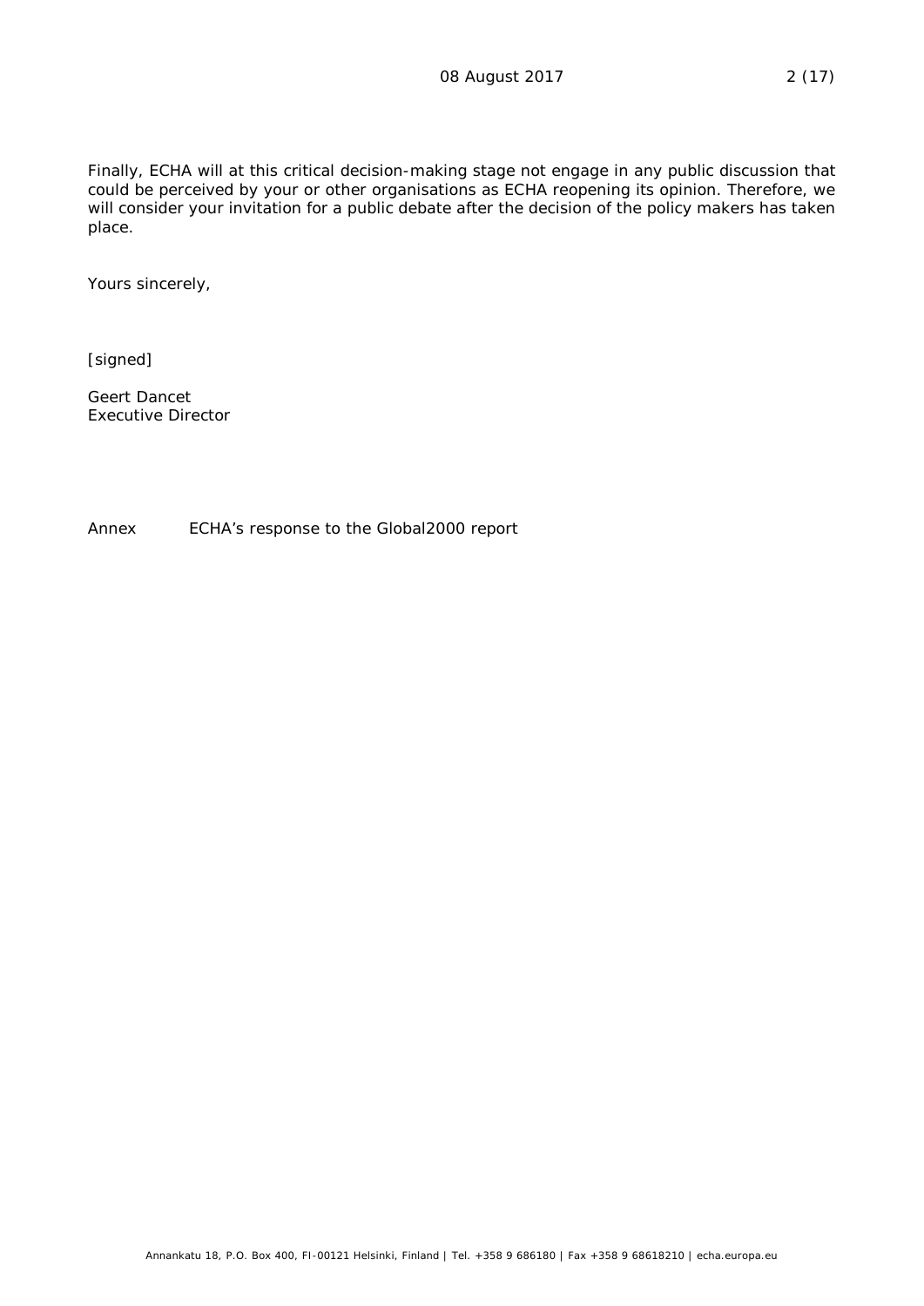Finally, ECHA will at this critical decision-making stage not engage in any public discussion that could be perceived by your or other organisations as ECHA reopening its opinion. Therefore, we will consider your invitation for a public debate after the decision of the policy makers has taken place.

Yours sincerely,

[signed]

Geert Dancet
Executive Director

Annex ECHA's response to the Global2000 report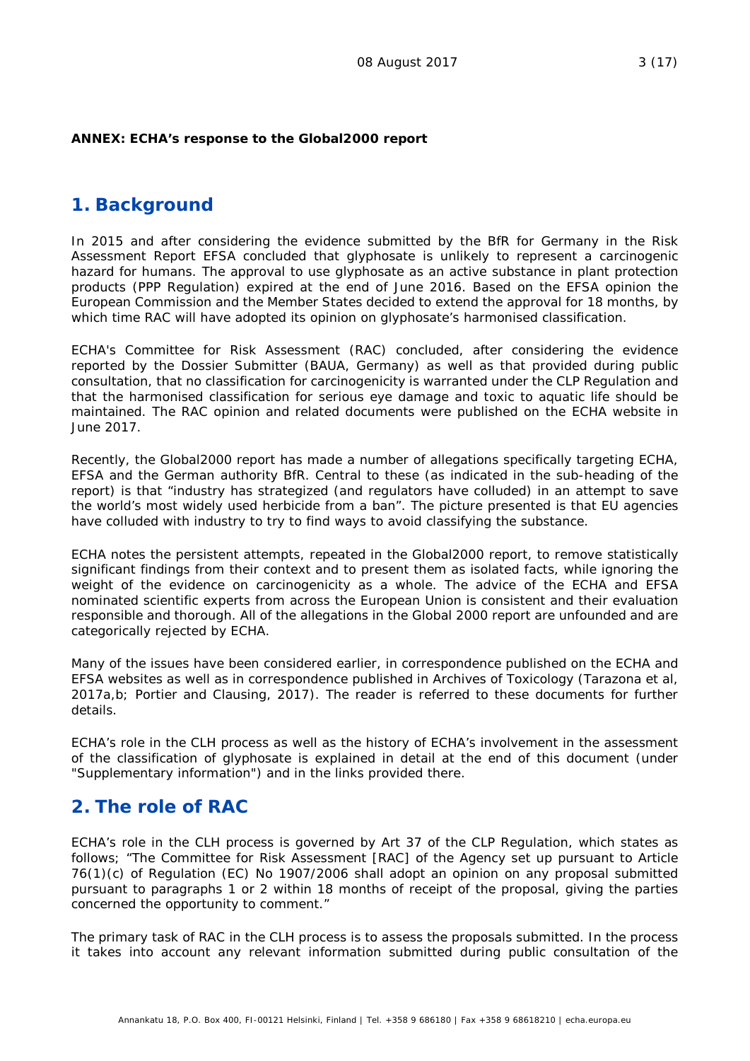**ANNEX: ECHA's response to the Global2000 report**

## 1. Background

In 2015 and after considering the evidence submitted by the BfR for Germany in the Risk Assessment Report EFSA concluded that glyphosate is unlikely to represent a carcinogenic hazard for humans. The approval to use glyphosate as an active substance in plant protection products (PPP Regulation) expired at the end of June 2016. Based on the EFSA opinion the European Commission and the Member States decided to extend the approval for 18 months, by which time RAC will have adopted its opinion on glyphosate's harmonised classification.

ECHA's Committee for Risk Assessment (RAC) concluded, after considering the evidence reported by the Dossier Submitter (BAUA, Germany) as well as that provided during public consultation, that no classification for carcinogenicity is warranted under the CLP Regulation and that the harmonised classification for serious eye damage and toxic to aquatic life should be maintained. The RAC opinion and related documents were published on the ECHA website in June 2017.

Recently, the Global2000 report has made a number of allegations specifically targeting ECHA, EFSA and the German authority BfR. Central to these (as indicated in the sub-heading of the report) is that "industry has strategized (and regulators have colluded) in an attempt to save the world's most widely used herbicide from a ban". The picture presented is that EU agencies have colluded with industry to try to find ways to avoid classifying the substance.

ECHA notes the persistent attempts, repeated in the Global2000 report, to remove statistically significant findings from their context and to present them as isolated facts, while ignoring the weight of the evidence on carcinogenicity as a whole. The advice of the ECHA and EFSA nominated scientific experts from across the European Union is consistent and their evaluation responsible and thorough. All of the allegations in the Global 2000 report are unfounded and are categorically rejected by ECHA.

Many of the issues have been considered earlier, in correspondence published on the ECHA and EFSA websites as well as in correspondence published in Archives of Toxicology (Tarazona et al, 2017a,b; Portier and Clausing, 2017). The reader is referred to these documents for further details.

ECHA's role in the CLH process as well as the history of ECHA's involvement in the assessment of the classification of glyphosate is explained in detail at the end of this document (under "Supplementary information") and in the links provided there.

## 2. The role of RAC

ECHA's role in the CLH process is governed by Art 37 of the CLP Regulation, which states as follows; "The Committee for Risk Assessment [RAC] of the Agency set up pursuant to Article 76(1)(c) of Regulation (EC) No 1907/2006 shall adopt an opinion on any proposal submitted pursuant to paragraphs 1 or 2 within 18 months of receipt of the proposal, giving the parties concerned the opportunity to comment."

The primary task of RAC in the CLH process is to assess the proposals submitted. In the process it takes into account any relevant information submitted during public consultation of the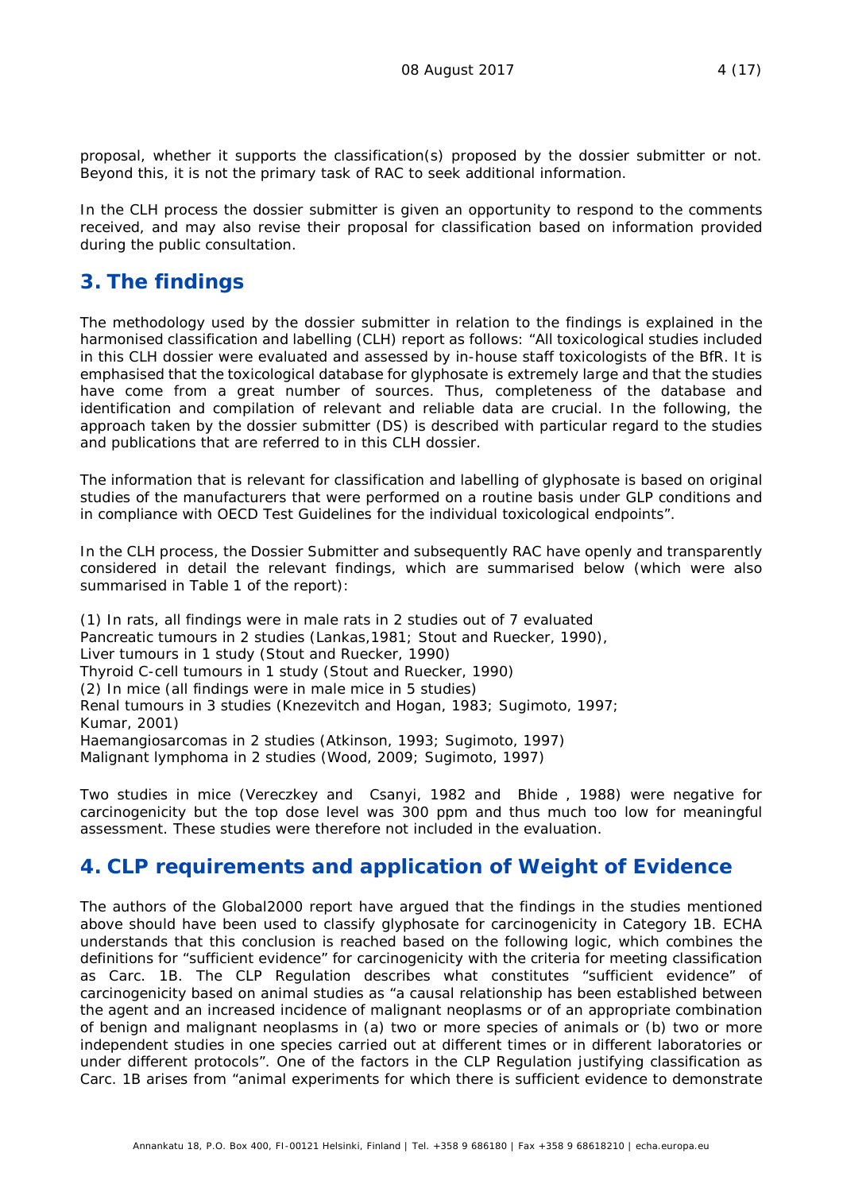proposal, whether it supports the classification(s) proposed by the dossier submitter or not. Beyond this, it is not the primary task of RAC to seek additional information.

In the CLH process the dossier submitter is given an opportunity to respond to the comments received, and may also revise their proposal for classification based on information provided during the public consultation.

## 3. The findings

The methodology used by the dossier submitter in relation to the findings is explained in the harmonised classification and labelling (CLH) report as follows: "All toxicological studies included in this CLH dossier were evaluated and assessed by in-house staff toxicologists of the BfR. It is emphasised that the toxicological database for glyphosate is extremely large and that the studies have come from a great number of sources. Thus, completeness of the database and identification and compilation of relevant and reliable data are crucial. In the following, the approach taken by the dossier submitter (DS) is described with particular regard to the studies and publications that are referred to in this CLH dossier.

The information that is relevant for classification and labelling of glyphosate is based on original studies of the manufacturers that were performed on a routine basis under GLP conditions and in compliance with OECD Test Guidelines for the individual toxicological endpoints".

In the CLH process, the Dossier Submitter and subsequently RAC have openly and transparently considered in detail the relevant findings, which are summarised below (which were also summarised in Table 1 of the report):

(1) In rats, all findings were in male rats in 2 studies out of 7 evaluated
Pancreatic tumours in 2 studies (Lankas,1981; Stout and Ruecker, 1990),
Liver tumours in 1 study (Stout and Ruecker, 1990)
Thyroid C-cell tumours in 1 study (Stout and Ruecker, 1990)
(2) In mice (all findings were in male mice in 5 studies)
Renal tumours in 3 studies (Knezevitch and Hogan, 1983; Sugimoto, 1997; Kumar, 2001)
Haemangiosarcomas in 2 studies (Atkinson, 1993; Sugimoto, 1997)
Malignant lymphoma in 2 studies (Wood, 2009; Sugimoto, 1997)

Two studies in mice (Vereczkey and Csanyi, 1982 and Bhide , 1988) were negative for carcinogenicity but the top dose level was 300 ppm and thus much too low for meaningful assessment. These studies were therefore not included in the evaluation.

## 4. CLP requirements and application of Weight of Evidence

The authors of the Global2000 report have argued that the findings in the studies mentioned above should have been used to classify glyphosate for carcinogenicity in Category 1B. ECHA understands that this conclusion is reached based on the following logic, which combines the definitions for "sufficient evidence" for carcinogenicity with the criteria for meeting classification as Carc. 1B. The CLP Regulation describes what constitutes "sufficient evidence" of carcinogenicity based on animal studies as "a causal relationship has been established between the agent and an increased incidence of malignant neoplasms or of an appropriate combination of benign and malignant neoplasms in (a) two or more species of animals or (b) two or more independent studies in one species carried out at different times or in different laboratories or under different protocols". One of the factors in the CLP Regulation justifying classification as Carc. 1B arises from "animal experiments for which there is sufficient evidence to demonstrate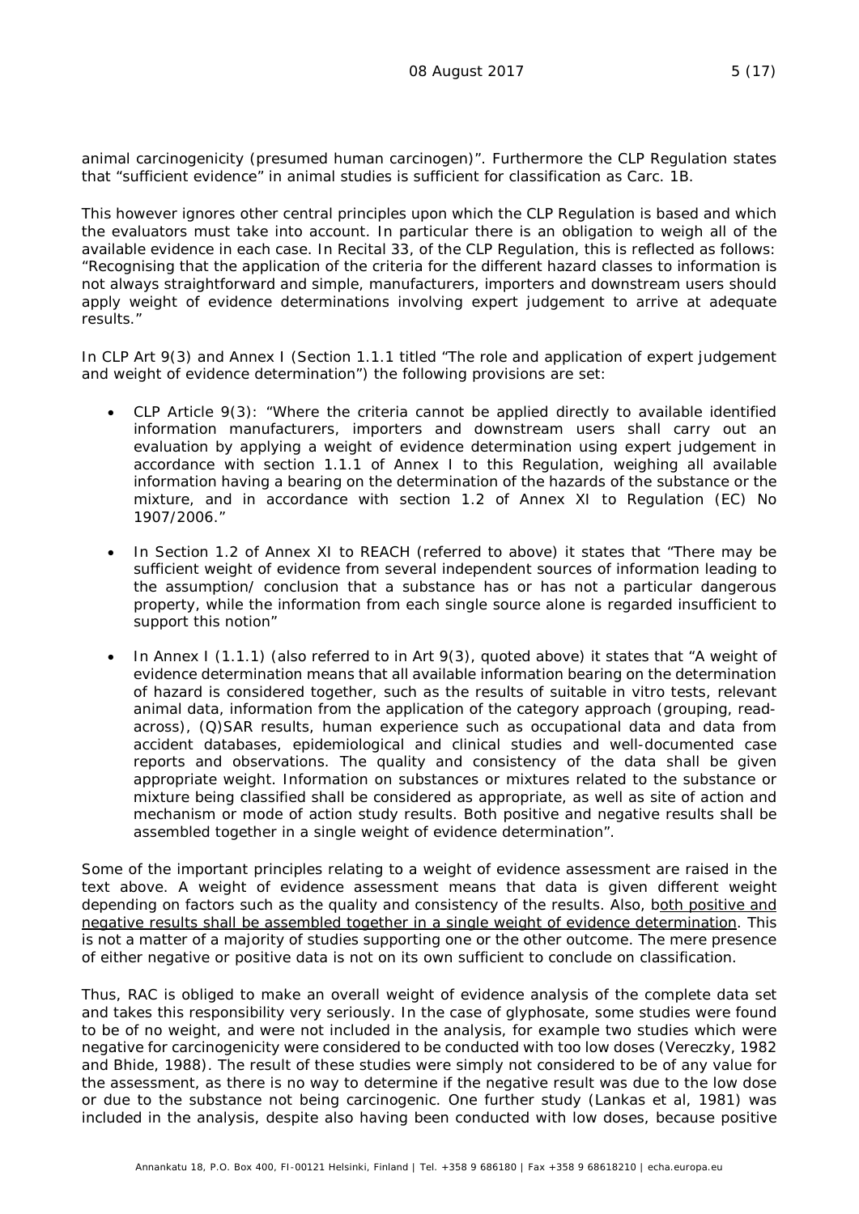animal carcinogenicity (presumed human carcinogen)". Furthermore the CLP Regulation states that "sufficient evidence" in animal studies is sufficient for classification as Carc. 1B.

This however ignores other central principles upon which the CLP Regulation is based and which the evaluators must take into account. In particular there is an obligation to weigh all of the available evidence in each case. In Recital 33, of the CLP Regulation, this is reflected as follows: "Recognising that the application of the criteria for the different hazard classes to information is not always straightforward and simple, manufacturers, importers and downstream users should apply weight of evidence determinations involving expert judgement to arrive at adequate results."

In CLP Art 9(3) and Annex I (Section 1.1.1 titled "The role and application of expert judgement and weight of evidence determination") the following provisions are set:

- CLP Article 9(3): "Where the criteria cannot be applied directly to available identified information manufacturers, importers and downstream users shall carry out an evaluation by applying a weight of evidence determination using expert judgement in accordance with section 1.1.1 of Annex I to this Regulation, weighing all available information having a bearing on the determination of the hazards of the substance or the mixture, and in accordance with section 1.2 of Annex XI to Regulation (EC) No 1907/2006."
- In Section 1.2 of Annex XI to REACH (referred to above) it states that "There may be sufficient weight of evidence from several independent sources of information leading to the assumption/ conclusion that a substance has or has not a particular dangerous property, while the information from each single source alone is regarded insufficient to support this notion"
- In Annex I (1.1.1) (also referred to in Art 9(3), quoted above) it states that "A weight of evidence determination means that all available information bearing on the determination of hazard is considered together, such as the results of suitable in vitro tests, relevant animal data, information from the application of the category approach (grouping, read-across), (Q)SAR results, human experience such as occupational data and data from accident databases, epidemiological and clinical studies and well-documented case reports and observations. The quality and consistency of the data shall be given appropriate weight. Information on substances or mixtures related to the substance or mixture being classified shall be considered as appropriate, as well as site of action and mechanism or mode of action study results. Both positive and negative results shall be assembled together in a single weight of evidence determination".

Some of the important principles relating to a weight of evidence assessment are raised in the text above. A weight of evidence assessment means that data is given different weight depending on factors such as the quality and consistency of the results. Also, both positive and negative results shall be assembled together in a single weight of evidence determination. This is not a matter of a majority of studies supporting one or the other outcome. The mere presence of either negative or positive data is not on its own sufficient to conclude on classification.

Thus, RAC is obliged to make an overall weight of evidence analysis of the complete data set and takes this responsibility very seriously. In the case of glyphosate, some studies were found to be of no weight, and were not included in the analysis, for example two studies which were negative for carcinogenicity were considered to be conducted with too low doses (Vereczky, 1982 and Bhide, 1988). The result of these studies were simply not considered to be of any value for the assessment, as there is no way to determine if the negative result was due to the low dose or due to the substance not being carcinogenic. One further study (Lankas et al, 1981) was included in the analysis, despite also having been conducted with low doses, because positive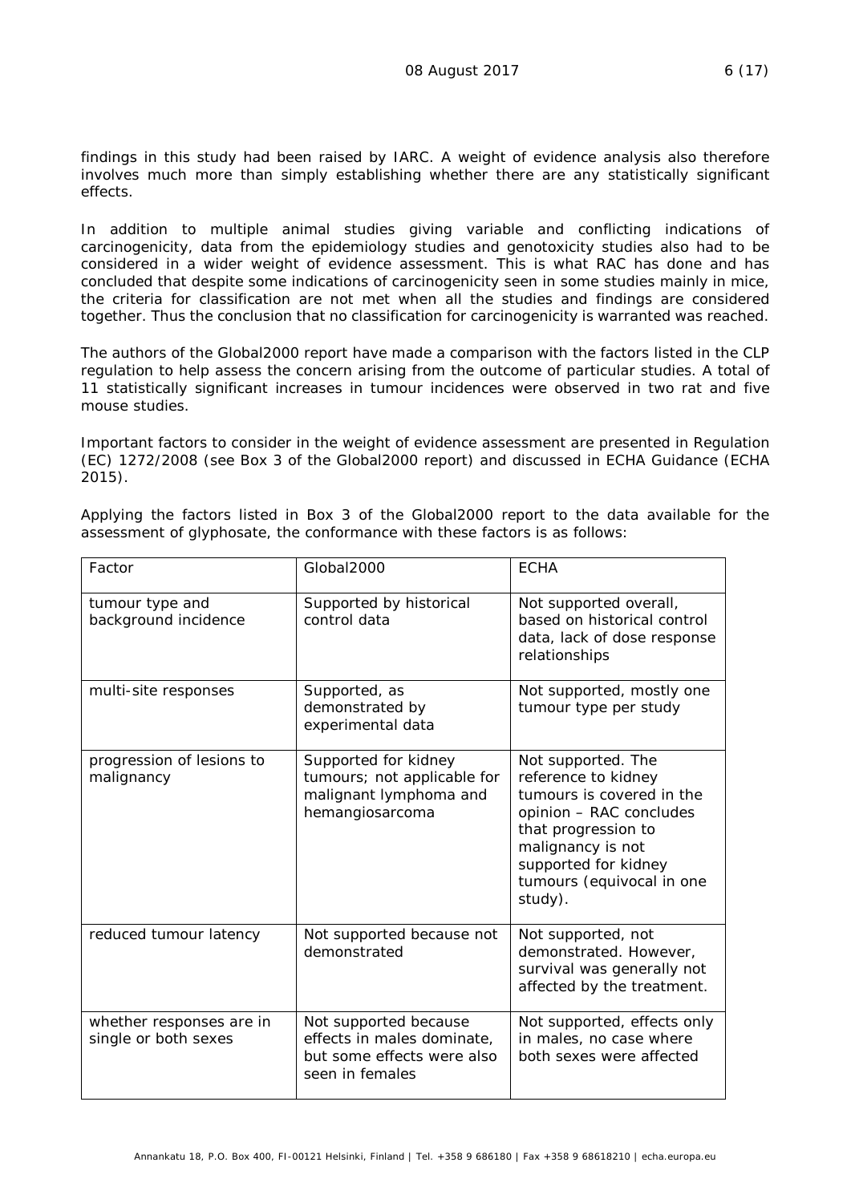findings in this study had been raised by IARC. A weight of evidence analysis also therefore involves much more than simply establishing whether there are any statistically significant effects.

In addition to multiple animal studies giving variable and conflicting indications of carcinogenicity, data from the epidemiology studies and genotoxicity studies also had to be considered in a wider weight of evidence assessment. This is what RAC has done and has concluded that despite some indications of carcinogenicity seen in some studies mainly in mice, the criteria for classification are not met when all the studies and findings are considered together. Thus the conclusion that no classification for carcinogenicity is warranted was reached.

The authors of the Global2000 report have made a comparison with the factors listed in the CLP regulation to help assess the concern arising from the outcome of particular studies. A total of 11 statistically significant increases in tumour incidences were observed in two rat and five mouse studies.

Important factors to consider in the weight of evidence assessment are presented in Regulation (EC) 1272/2008 (see Box 3 of the Global2000 report) and discussed in ECHA Guidance (ECHA 2015).

Applying the factors listed in Box 3 of the Global2000 report to the data available for the assessment of glyphosate, the conformance with these factors is as follows:

| Factor | Global2000 | ECHA |
|---|---|---|
| tumour type and background incidence | Supported by historical control data | Not supported overall, based on historical control data, lack of dose response relationships |
| multi-site responses | Supported, as demonstrated by experimental data | Not supported, mostly one tumour type per study |
| progression of lesions to malignancy | Supported for kidney tumours; not applicable for malignant lymphoma and hemangiosarcoma | Not supported. The reference to kidney tumours is covered in the opinion – RAC concludes that progression to malignancy is not supported for kidney tumours (equivocal in one study). |
| reduced tumour latency | Not supported because not demonstrated | Not supported, not demonstrated. However, survival was generally not affected by the treatment. |
| whether responses are in single or both sexes | Not supported because effects in males dominate, but some effects were also seen in females | Not supported, effects only in males, no case where both sexes were affected |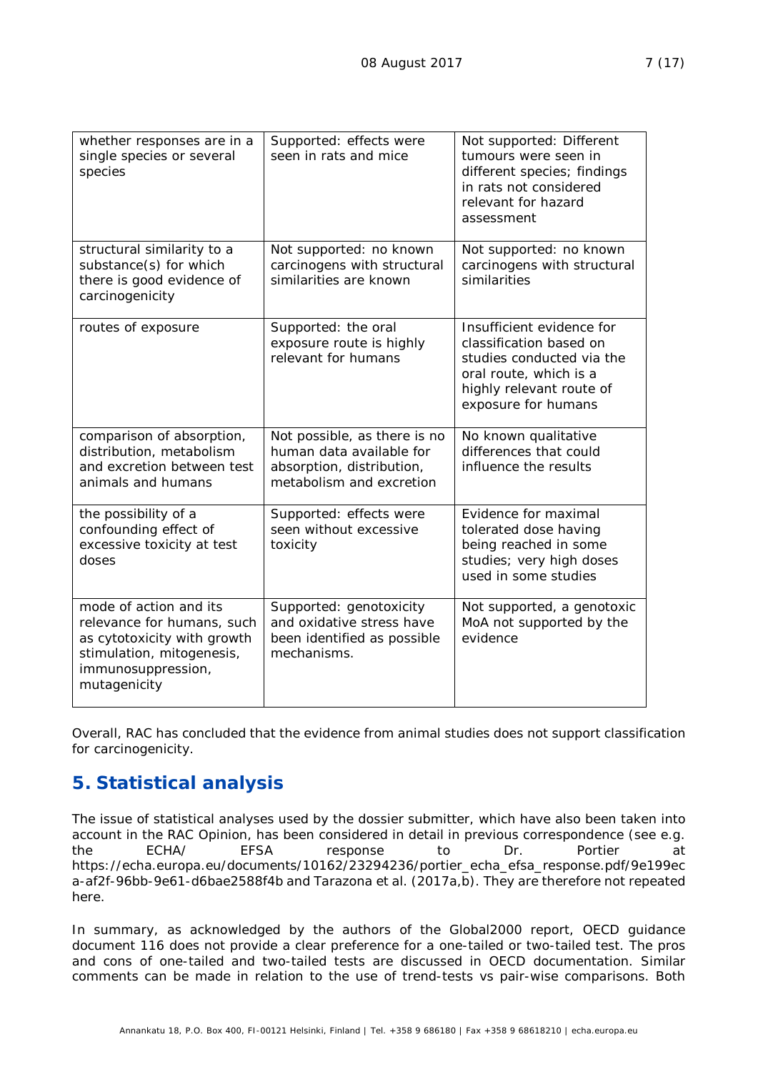| | | |
|---|---|---|
| whether responses are in a single species or several species | Supported: effects were seen in rats and mice | Not supported: Different tumours were seen in different species; findings in rats not considered relevant for hazard assessment |
| structural similarity to a substance(s) for which there is good evidence of carcinogenicity | Not supported: no known carcinogens with structural similarities are known | Not supported: no known carcinogens with structural similarities |
| routes of exposure | Supported: the oral exposure route is highly relevant for humans | Insufficient evidence for classification based on studies conducted via the oral route, which is a highly relevant route of exposure for humans |
| comparison of absorption, distribution, metabolism and excretion between test animals and humans | Not possible, as there is no human data available for absorption, distribution, metabolism and excretion | No known qualitative differences that could influence the results |
| the possibility of a confounding effect of excessive toxicity at test doses | Supported: effects were seen without excessive toxicity | Evidence for maximal tolerated dose having being reached in some studies; very high doses used in some studies |
| mode of action and its relevance for humans, such as cytotoxicity with growth stimulation, mitogenesis, immunosuppression, mutagenicity | Supported: genotoxicity and oxidative stress have been identified as possible mechanisms. | Not supported, a genotoxic MoA not supported by the evidence |

Overall, RAC has concluded that the evidence from animal studies does not support classification for carcinogenicity.

## 5. Statistical analysis

The issue of statistical analyses used by the dossier submitter, which have also been taken into account in the RAC Opinion, has been considered in detail in previous correspondence (see e.g. the ECHA/ EFSA response to Dr. Portier at https://echa.europa.eu/documents/10162/23294236/portier_echa_efsa_response.pdf/9e199eca-af2f-96bb-9e61-d6bae2588f4b and Tarazona et al. (2017a,b). They are therefore not repeated here.

In summary, as acknowledged by the authors of the Global2000 report, OECD guidance document 116 does not provide a clear preference for a one-tailed or two-tailed test. The pros and cons of one-tailed and two-tailed tests are discussed in OECD documentation. Similar comments can be made in relation to the use of trend-tests vs pair-wise comparisons. Both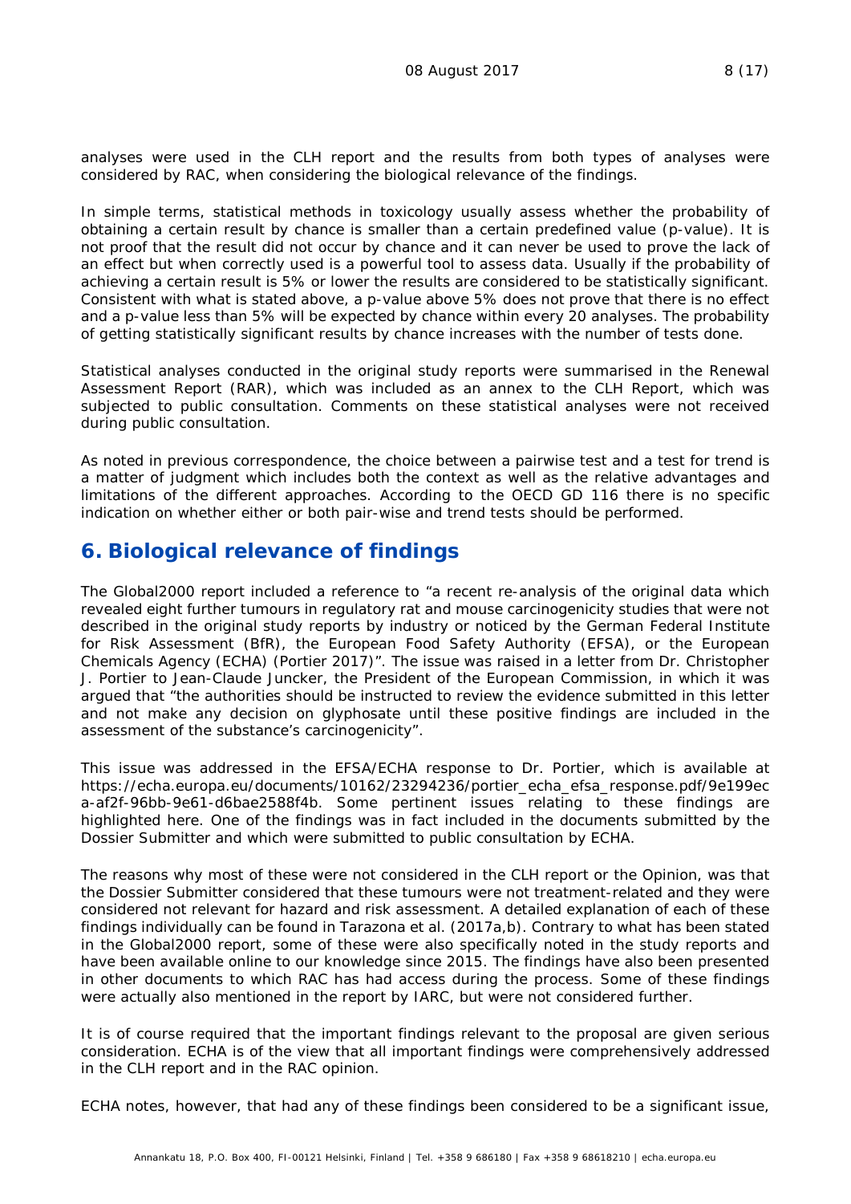analyses were used in the CLH report and the results from both types of analyses were considered by RAC, when considering the biological relevance of the findings.

In simple terms, statistical methods in toxicology usually assess whether the probability of obtaining a certain result by chance is smaller than a certain predefined value (p-value). It is not proof that the result did not occur by chance and it can never be used to prove the lack of an effect but when correctly used is a powerful tool to assess data. Usually if the probability of achieving a certain result is 5% or lower the results are considered to be statistically significant. Consistent with what is stated above, a p-value above 5% does not prove that there is no effect and a p-value less than 5% will be expected by chance within every 20 analyses. The probability of getting statistically significant results by chance increases with the number of tests done.

Statistical analyses conducted in the original study reports were summarised in the Renewal Assessment Report (RAR), which was included as an annex to the CLH Report, which was subjected to public consultation. Comments on these statistical analyses were not received during public consultation.

As noted in previous correspondence, the choice between a pairwise test and a test for trend is a matter of judgment which includes both the context as well as the relative advantages and limitations of the different approaches. According to the OECD GD 116 there is no specific indication on whether either or both pair-wise and trend tests should be performed.

## 6. Biological relevance of findings

The Global2000 report included a reference to "a recent re-analysis of the original data which revealed eight further tumours in regulatory rat and mouse carcinogenicity studies that were not described in the original study reports by industry or noticed by the German Federal Institute for Risk Assessment (BfR), the European Food Safety Authority (EFSA), or the European Chemicals Agency (ECHA) (Portier 2017)". The issue was raised in a letter from Dr. Christopher J. Portier to Jean-Claude Juncker, the President of the European Commission, in which it was argued that "the authorities should be instructed to review the evidence submitted in this letter and not make any decision on glyphosate until these positive findings are included in the assessment of the substance's carcinogenicity".

This issue was addressed in the EFSA/ECHA response to Dr. Portier, which is available at https://echa.europa.eu/documents/10162/23294236/portier_echa_efsa_response.pdf/9e199eca-af2f-96bb-9e61-d6bae2588f4b. Some pertinent issues relating to these findings are highlighted here. One of the findings was in fact included in the documents submitted by the Dossier Submitter and which were submitted to public consultation by ECHA.

The reasons why most of these were not considered in the CLH report or the Opinion, was that the Dossier Submitter considered that these tumours were not treatment-related and they were considered not relevant for hazard and risk assessment. A detailed explanation of each of these findings individually can be found in Tarazona et al. (2017a,b). Contrary to what has been stated in the Global2000 report, some of these were also specifically noted in the study reports and have been available online to our knowledge since 2015. The findings have also been presented in other documents to which RAC has had access during the process. Some of these findings were actually also mentioned in the report by IARC, but were not considered further.

It is of course required that the important findings relevant to the proposal are given serious consideration. ECHA is of the view that all important findings were comprehensively addressed in the CLH report and in the RAC opinion.

ECHA notes, however, that had any of these findings been considered to be a significant issue,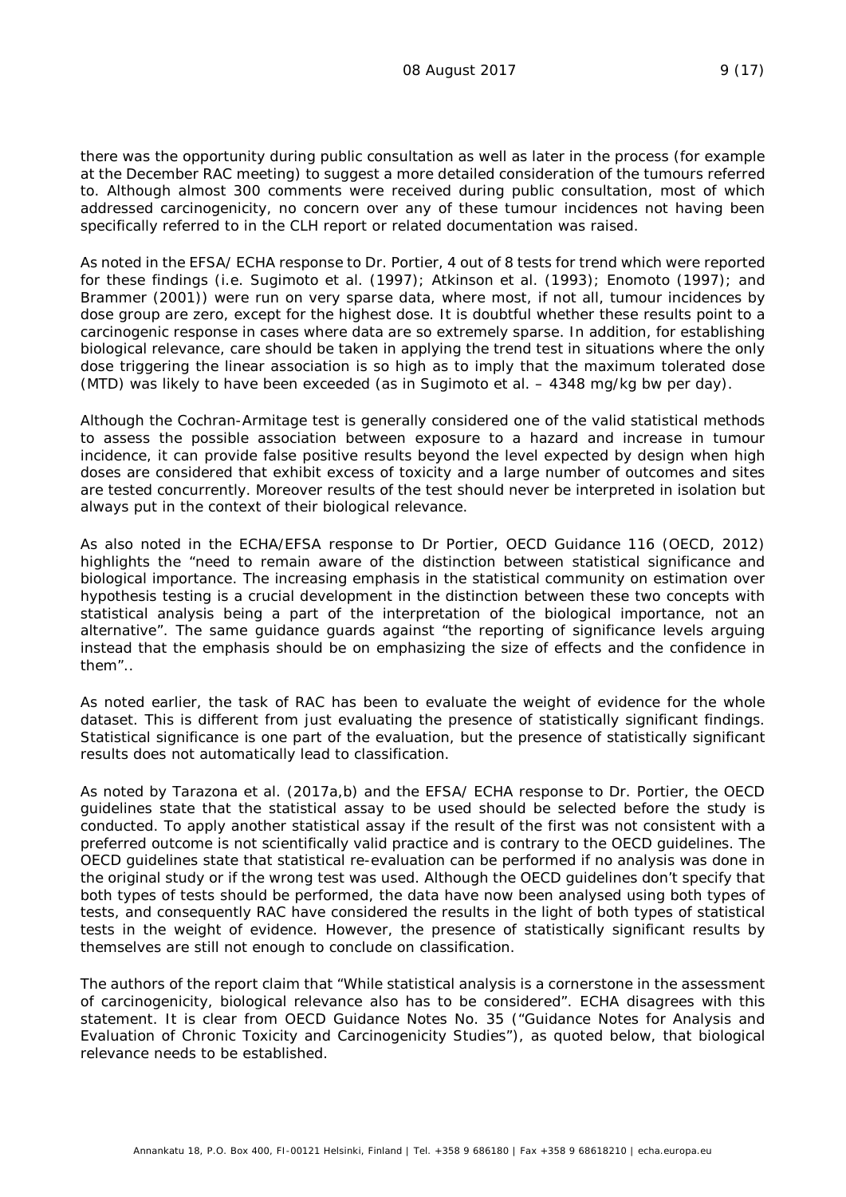there was the opportunity during public consultation as well as later in the process (for example at the December RAC meeting) to suggest a more detailed consideration of the tumours referred to. Although almost 300 comments were received during public consultation, most of which addressed carcinogenicity, no concern over any of these tumour incidences not having been specifically referred to in the CLH report or related documentation was raised.

As noted in the EFSA/ ECHA response to Dr. Portier, 4 out of 8 tests for trend which were reported for these findings (i.e. Sugimoto et al. (1997); Atkinson et al. (1993); Enomoto (1997); and Brammer (2001)) were run on very sparse data, where most, if not all, tumour incidences by dose group are zero, except for the highest dose. It is doubtful whether these results point to a carcinogenic response in cases where data are so extremely sparse. In addition, for establishing biological relevance, care should be taken in applying the trend test in situations where the only dose triggering the linear association is so high as to imply that the maximum tolerated dose (MTD) was likely to have been exceeded (as in Sugimoto et al. – 4348 mg/kg bw per day).

Although the Cochran-Armitage test is generally considered one of the valid statistical methods to assess the possible association between exposure to a hazard and increase in tumour incidence, it can provide false positive results beyond the level expected by design when high doses are considered that exhibit excess of toxicity and a large number of outcomes and sites are tested concurrently. Moreover results of the test should never be interpreted in isolation but always put in the context of their biological relevance.

As also noted in the ECHA/EFSA response to Dr Portier, OECD Guidance 116 (OECD, 2012) highlights the "need to remain aware of the distinction between statistical significance and biological importance. The increasing emphasis in the statistical community on estimation over hypothesis testing is a crucial development in the distinction between these two concepts with statistical analysis being a part of the interpretation of the biological importance, not an alternative". The same guidance guards against "the reporting of significance levels arguing instead that the emphasis should be on emphasizing the size of effects and the confidence in them"..

As noted earlier, the task of RAC has been to evaluate the weight of evidence for the whole dataset. This is different from just evaluating the presence of statistically significant findings. Statistical significance is one part of the evaluation, but the presence of statistically significant results does not automatically lead to classification.

As noted by Tarazona et al. (2017a,b) and the EFSA/ ECHA response to Dr. Portier, the OECD guidelines state that the statistical assay to be used should be selected before the study is conducted. To apply another statistical assay if the result of the first was not consistent with a preferred outcome is not scientifically valid practice and is contrary to the OECD guidelines. The OECD guidelines state that statistical re-evaluation can be performed if no analysis was done in the original study or if the wrong test was used. Although the OECD guidelines don't specify that both types of tests should be performed, the data have now been analysed using both types of tests, and consequently RAC have considered the results in the light of both types of statistical tests in the weight of evidence. However, the presence of statistically significant results by themselves are still not enough to conclude on classification.

The authors of the report claim that "While statistical analysis is a cornerstone in the assessment of carcinogenicity, biological relevance also has to be considered". ECHA disagrees with this statement. It is clear from OECD Guidance Notes No. 35 ("Guidance Notes for Analysis and Evaluation of Chronic Toxicity and Carcinogenicity Studies"), as quoted below, that biological relevance needs to be established.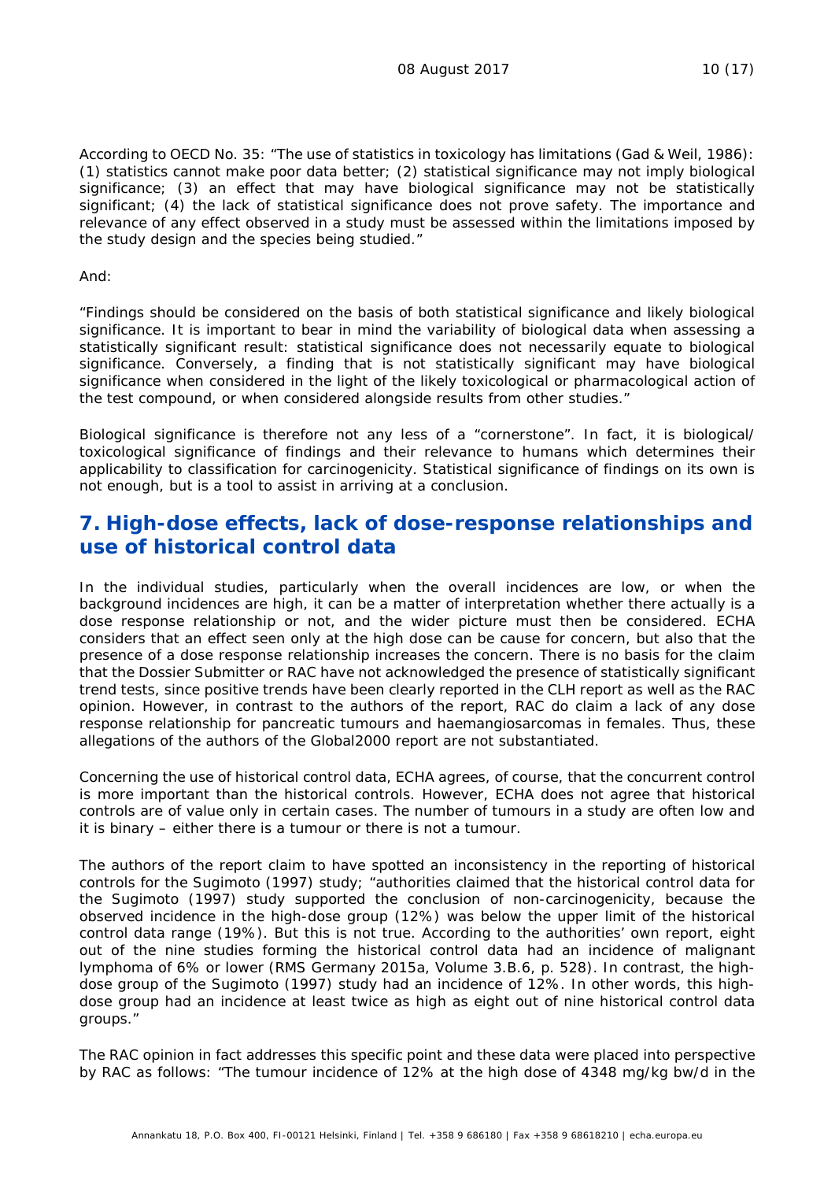According to OECD No. 35: "The use of statistics in toxicology has limitations (Gad & Weil, 1986): (1) statistics cannot make poor data better; (2) statistical significance may not imply biological significance; (3) an effect that may have biological significance may not be statistically significant; (4) the lack of statistical significance does not prove safety. The importance and relevance of any effect observed in a study must be assessed within the limitations imposed by the study design and the species being studied."

And:

"Findings should be considered on the basis of both statistical significance and likely biological significance. It is important to bear in mind the variability of biological data when assessing a statistically significant result: statistical significance does not necessarily equate to biological significance. Conversely, a finding that is not statistically significant may have biological significance when considered in the light of the likely toxicological or pharmacological action of the test compound, or when considered alongside results from other studies."

Biological significance is therefore not any less of a "cornerstone". In fact, it is biological/ toxicological significance of findings and their relevance to humans which determines their applicability to classification for carcinogenicity. Statistical significance of findings on its own is not enough, but is a tool to assist in arriving at a conclusion.

## 7. High-dose effects, lack of dose-response relationships and use of historical control data

In the individual studies, particularly when the overall incidences are low, or when the background incidences are high, it can be a matter of interpretation whether there actually is a dose response relationship or not, and the wider picture must then be considered. ECHA considers that an effect seen only at the high dose can be cause for concern, but also that the presence of a dose response relationship increases the concern. There is no basis for the claim that the Dossier Submitter or RAC have not acknowledged the presence of statistically significant trend tests, since positive trends have been clearly reported in the CLH report as well as the RAC opinion. However, in contrast to the authors of the report, RAC do claim a lack of any dose response relationship for pancreatic tumours and haemangiosarcomas in females. Thus, these allegations of the authors of the Global2000 report are not substantiated.

Concerning the use of historical control data, ECHA agrees, of course, that the concurrent control is more important than the historical controls. However, ECHA does not agree that historical controls are of value only in certain cases. The number of tumours in a study are often low and it is binary – either there is a tumour or there is not a tumour.

The authors of the report claim to have spotted an inconsistency in the reporting of historical controls for the Sugimoto (1997) study; "authorities claimed that the historical control data for the Sugimoto (1997) study supported the conclusion of non-carcinogenicity, because the observed incidence in the high-dose group (12%) was below the upper limit of the historical control data range (19%). But this is not true. According to the authorities' own report, eight out of the nine studies forming the historical control data had an incidence of malignant lymphoma of 6% or lower (RMS Germany 2015a, Volume 3.B.6, p. 528). In contrast, the high-dose group of the Sugimoto (1997) study had an incidence of 12%. In other words, this high-dose group had an incidence at least twice as high as eight out of nine historical control data groups."

The RAC opinion in fact addresses this specific point and these data were placed into perspective by RAC as follows: "The tumour incidence of 12% at the high dose of 4348 mg/kg bw/d in the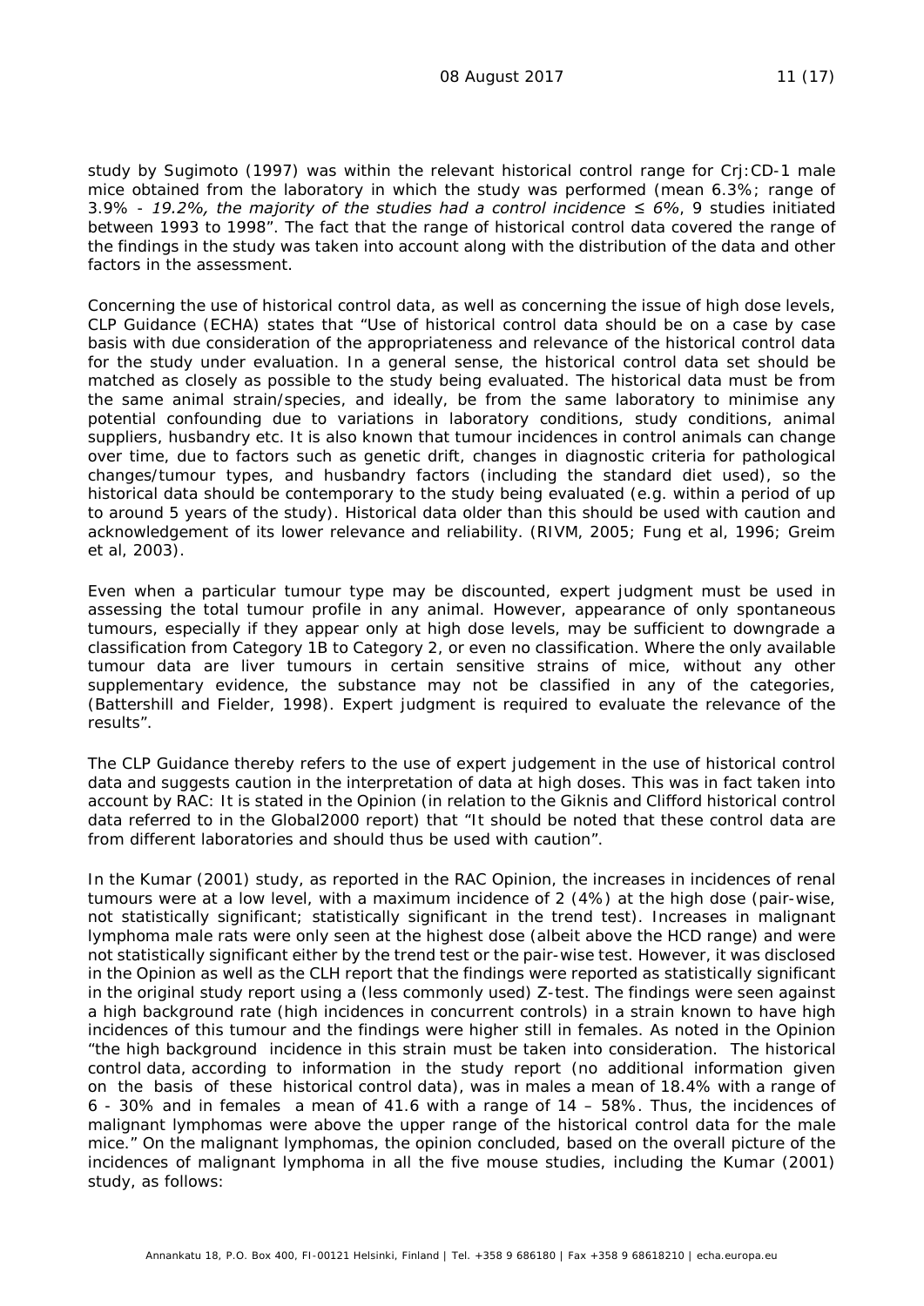study by Sugimoto (1997) was within the relevant historical control range for Crj:CD-1 male mice obtained from the laboratory in which the study was performed (mean 6.3%; range of 3.9% - *19.2%, the majority of the studies had a control incidence ≤ 6%*, 9 studies initiated between 1993 to 1998". The fact that the range of historical control data covered the range of the findings in the study was taken into account along with the distribution of the data and other factors in the assessment.

Concerning the use of historical control data, as well as concerning the issue of high dose levels, CLP Guidance (ECHA) states that "Use of historical control data should be on a case by case basis with due consideration of the appropriateness and relevance of the historical control data for the study under evaluation. In a general sense, the historical control data set should be matched as closely as possible to the study being evaluated. The historical data must be from the same animal strain/species, and ideally, be from the same laboratory to minimise any potential confounding due to variations in laboratory conditions, study conditions, animal suppliers, husbandry etc. It is also known that tumour incidences in control animals can change over time, due to factors such as genetic drift, changes in diagnostic criteria for pathological changes/tumour types, and husbandry factors (including the standard diet used), so the historical data should be contemporary to the study being evaluated (e.g. within a period of up to around 5 years of the study). Historical data older than this should be used with caution and acknowledgement of its lower relevance and reliability. (RIVM, 2005; Fung et al, 1996; Greim et al, 2003).

Even when a particular tumour type may be discounted, expert judgment must be used in assessing the total tumour profile in any animal. However, appearance of only spontaneous tumours, especially if they appear only at high dose levels, may be sufficient to downgrade a classification from Category 1B to Category 2, or even no classification. Where the only available tumour data are liver tumours in certain sensitive strains of mice, without any other supplementary evidence, the substance may not be classified in any of the categories, (Battershill and Fielder, 1998). Expert judgment is required to evaluate the relevance of the results".

The CLP Guidance thereby refers to the use of expert judgement in the use of historical control data and suggests caution in the interpretation of data at high doses. This was in fact taken into account by RAC: It is stated in the Opinion (in relation to the Giknis and Clifford historical control data referred to in the Global2000 report) that "It should be noted that these control data are from different laboratories and should thus be used with caution".

In the Kumar (2001) study, as reported in the RAC Opinion, the increases in incidences of renal tumours were at a low level, with a maximum incidence of 2 (4%) at the high dose (pair-wise, not statistically significant; statistically significant in the trend test). Increases in malignant lymphoma male rats were only seen at the highest dose (albeit above the HCD range) and were not statistically significant either by the trend test or the pair-wise test. However, it was disclosed in the Opinion as well as the CLH report that the findings were reported as statistically significant in the original study report using a (less commonly used) Z-test. The findings were seen against a high background rate (high incidences in concurrent controls) in a strain known to have high incidences of this tumour and the findings were higher still in females. As noted in the Opinion "the high background incidence in this strain must be taken into consideration. The historical control data, according to information in the study report (no additional information given on the basis of these historical control data), was in males a mean of 18.4% with a range of 6 - 30% and in females a mean of 41.6 with a range of 14 – 58%. Thus, the incidences of malignant lymphomas were above the upper range of the historical control data for the male mice." On the malignant lymphomas, the opinion concluded, based on the overall picture of the incidences of malignant lymphoma in all the five mouse studies, including the Kumar (2001) study, as follows: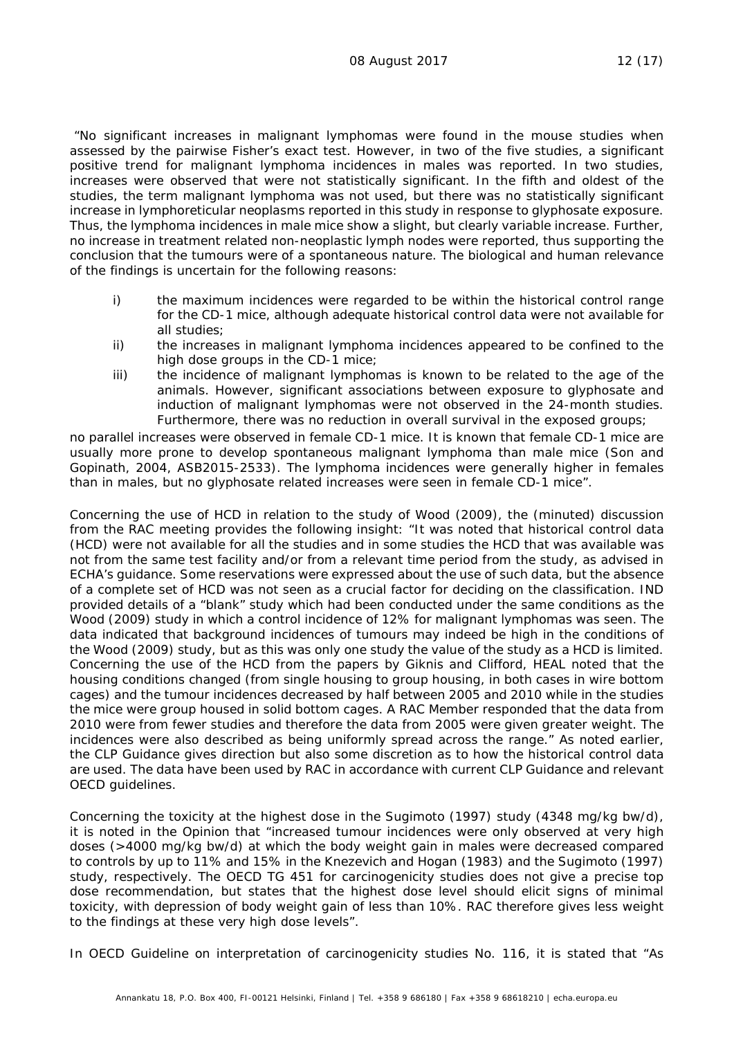"No significant increases in malignant lymphomas were found in the mouse studies when assessed by the pairwise Fisher's exact test. However, in two of the five studies, a significant positive trend for malignant lymphoma incidences in males was reported. In two studies, increases were observed that were not statistically significant. In the fifth and oldest of the studies, the term malignant lymphoma was not used, but there was no statistically significant increase in lymphoreticular neoplasms reported in this study in response to glyphosate exposure. Thus, the lymphoma incidences in male mice show a slight, but clearly variable increase. Further, no increase in treatment related non-neoplastic lymph nodes were reported, thus supporting the conclusion that the tumours were of a spontaneous nature. The biological and human relevance of the findings is uncertain for the following reasons:

i) the maximum incidences were regarded to be within the historical control range for the CD-1 mice, although adequate historical control data were not available for all studies;

ii) the increases in malignant lymphoma incidences appeared to be confined to the high dose groups in the CD-1 mice;

iii) the incidence of malignant lymphomas is known to be related to the age of the animals. However, significant associations between exposure to glyphosate and induction of malignant lymphomas were not observed in the 24-month studies. Furthermore, there was no reduction in overall survival in the exposed groups;

no parallel increases were observed in female CD-1 mice. It is known that female CD-1 mice are usually more prone to develop spontaneous malignant lymphoma than male mice (Son and Gopinath, 2004, ASB2015-2533). The lymphoma incidences were generally higher in females than in males, but no glyphosate related increases were seen in female CD-1 mice".

Concerning the use of HCD in relation to the study of Wood (2009), the (minuted) discussion from the RAC meeting provides the following insight: "It was noted that historical control data (HCD) were not available for all the studies and in some studies the HCD that was available was not from the same test facility and/or from a relevant time period from the study, as advised in ECHA's guidance. Some reservations were expressed about the use of such data, but the absence of a complete set of HCD was not seen as a crucial factor for deciding on the classification. IND provided details of a "blank" study which had been conducted under the same conditions as the Wood (2009) study in which a control incidence of 12% for malignant lymphomas was seen. The data indicated that background incidences of tumours may indeed be high in the conditions of the Wood (2009) study, but as this was only one study the value of the study as a HCD is limited. Concerning the use of the HCD from the papers by Giknis and Clifford, HEAL noted that the housing conditions changed (from single housing to group housing, in both cases in wire bottom cages) and the tumour incidences decreased by half between 2005 and 2010 while in the studies the mice were group housed in solid bottom cages. A RAC Member responded that the data from 2010 were from fewer studies and therefore the data from 2005 were given greater weight. The incidences were also described as being uniformly spread across the range." As noted earlier, the CLP Guidance gives direction but also some discretion as to how the historical control data are used. The data have been used by RAC in accordance with current CLP Guidance and relevant OECD guidelines.

Concerning the toxicity at the highest dose in the Sugimoto (1997) study (4348 mg/kg bw/d), it is noted in the Opinion that "increased tumour incidences were only observed at very high doses (>4000 mg/kg bw/d) at which the body weight gain in males were decreased compared to controls by up to 11% and 15% in the Knezevich and Hogan (1983) and the Sugimoto (1997) study, respectively. The OECD TG 451 for carcinogenicity studies does not give a precise top dose recommendation, but states that the highest dose level should elicit signs of minimal toxicity, with depression of body weight gain of less than 10%. RAC therefore gives less weight to the findings at these very high dose levels".

In OECD Guideline on interpretation of carcinogenicity studies No. 116, it is stated that "As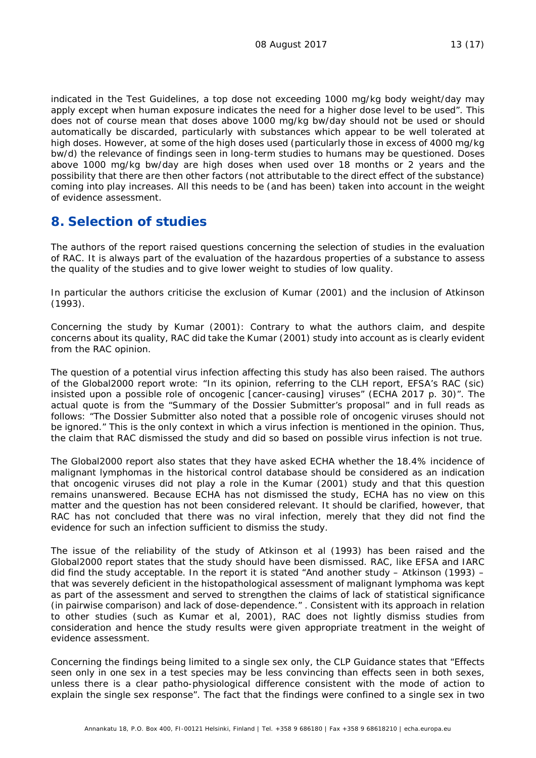indicated in the Test Guidelines, a top dose not exceeding 1000 mg/kg body weight/day may apply except when human exposure indicates the need for a higher dose level to be used". This does not of course mean that doses above 1000 mg/kg bw/day should not be used or should automatically be discarded, particularly with substances which appear to be well tolerated at high doses. However, at some of the high doses used (particularly those in excess of 4000 mg/kg bw/d) the relevance of findings seen in long-term studies to humans may be questioned. Doses above 1000 mg/kg bw/day are high doses when used over 18 months or 2 years and the possibility that there are then other factors (not attributable to the direct effect of the substance) coming into play increases. All this needs to be (and has been) taken into account in the weight of evidence assessment.

## 8. Selection of studies

The authors of the report raised questions concerning the selection of studies in the evaluation of RAC. It is always part of the evaluation of the hazardous properties of a substance to assess the quality of the studies and to give lower weight to studies of low quality.

In particular the authors criticise the exclusion of Kumar (2001) and the inclusion of Atkinson (1993).

Concerning the study by Kumar (2001): Contrary to what the authors claim, and despite concerns about its quality, RAC did take the Kumar (2001) study into account as is clearly evident from the RAC opinion.

The question of a potential virus infection affecting this study has also been raised. The authors of the Global2000 report wrote: "In its opinion, referring to the CLH report, EFSA's RAC (sic) insisted upon a possible role of oncogenic [cancer-causing] viruses" (ECHA 2017 p. 30)". The actual quote is from the "Summary of the Dossier Submitter's proposal" and in full reads as follows: "The Dossier Submitter also noted that a possible role of oncogenic viruses should not be ignored." This is the only context in which a virus infection is mentioned in the opinion. Thus, the claim that RAC dismissed the study and did so based on possible virus infection is not true.

The Global2000 report also states that they have asked ECHA whether the 18.4% incidence of malignant lymphomas in the historical control database should be considered as an indication that oncogenic viruses did not play a role in the Kumar (2001) study and that this question remains unanswered. Because ECHA has not dismissed the study, ECHA has no view on this matter and the question has not been considered relevant. It should be clarified, however, that RAC has not concluded that there was no viral infection, merely that they did not find the evidence for such an infection sufficient to dismiss the study.

The issue of the reliability of the study of Atkinson et al (1993) has been raised and the Global2000 report states that the study should have been dismissed. RAC, like EFSA and IARC did find the study acceptable. In the report it is stated "And another study – Atkinson (1993) – that was severely deficient in the histopathological assessment of malignant lymphoma was kept as part of the assessment and served to strengthen the claims of lack of statistical significance (in pairwise comparison) and lack of dose-dependence." . Consistent with its approach in relation to other studies (such as Kumar et al, 2001), RAC does not lightly dismiss studies from consideration and hence the study results were given appropriate treatment in the weight of evidence assessment.

Concerning the findings being limited to a single sex only, the CLP Guidance states that "Effects seen only in one sex in a test species may be less convincing than effects seen in both sexes, unless there is a clear patho-physiological difference consistent with the mode of action to explain the single sex response". The fact that the findings were confined to a single sex in two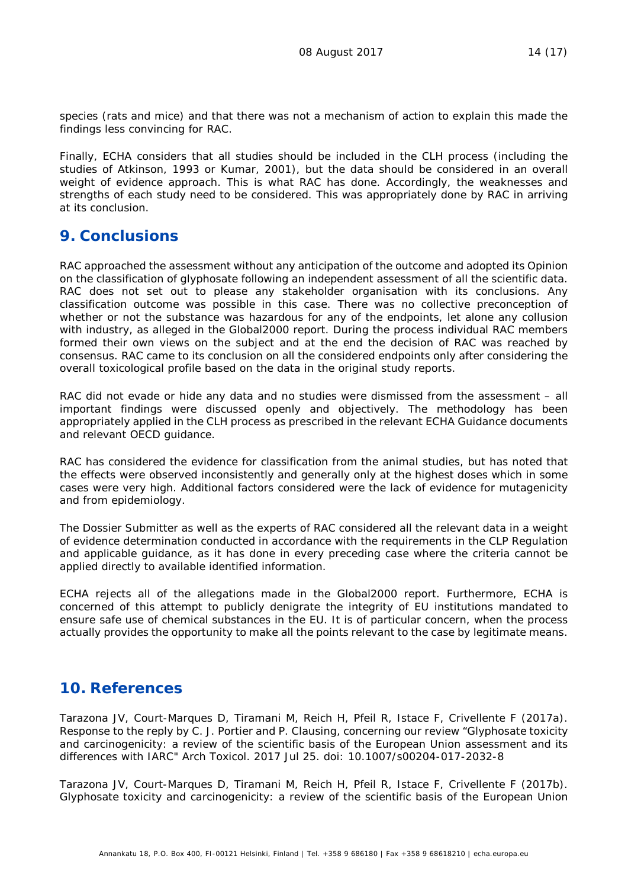species (rats and mice) and that there was not a mechanism of action to explain this made the findings less convincing for RAC.

Finally, ECHA considers that all studies should be included in the CLH process (including the studies of Atkinson, 1993 or Kumar, 2001), but the data should be considered in an overall weight of evidence approach. This is what RAC has done. Accordingly, the weaknesses and strengths of each study need to be considered. This was appropriately done by RAC in arriving at its conclusion.

## 9. Conclusions

RAC approached the assessment without any anticipation of the outcome and adopted its Opinion on the classification of glyphosate following an independent assessment of all the scientific data. RAC does not set out to please any stakeholder organisation with its conclusions. Any classification outcome was possible in this case. There was no collective preconception of whether or not the substance was hazardous for any of the endpoints, let alone any collusion with industry, as alleged in the Global2000 report. During the process individual RAC members formed their own views on the subject and at the end the decision of RAC was reached by consensus. RAC came to its conclusion on all the considered endpoints only after considering the overall toxicological profile based on the data in the original study reports.

RAC did not evade or hide any data and no studies were dismissed from the assessment – all important findings were discussed openly and objectively. The methodology has been appropriately applied in the CLH process as prescribed in the relevant ECHA Guidance documents and relevant OECD guidance.

RAC has considered the evidence for classification from the animal studies, but has noted that the effects were observed inconsistently and generally only at the highest doses which in some cases were very high. Additional factors considered were the lack of evidence for mutagenicity and from epidemiology.

The Dossier Submitter as well as the experts of RAC considered all the relevant data in a weight of evidence determination conducted in accordance with the requirements in the CLP Regulation and applicable guidance, as it has done in every preceding case where the criteria cannot be applied directly to available identified information.

ECHA rejects all of the allegations made in the Global2000 report. Furthermore, ECHA is concerned of this attempt to publicly denigrate the integrity of EU institutions mandated to ensure safe use of chemical substances in the EU. It is of particular concern, when the process actually provides the opportunity to make all the points relevant to the case by legitimate means.

## 10. References

Tarazona JV, Court-Marques D, Tiramani M, Reich H, Pfeil R, Istace F, Crivellente F (2017a). Response to the reply by C. J. Portier and P. Clausing, concerning our review "Glyphosate toxicity and carcinogenicity: a review of the scientific basis of the European Union assessment and its differences with IARC" Arch Toxicol. 2017 Jul 25. doi: 10.1007/s00204-017-2032-8

Tarazona JV, Court-Marques D, Tiramani M, Reich H, Pfeil R, Istace F, Crivellente F (2017b). Glyphosate toxicity and carcinogenicity: a review of the scientific basis of the European Union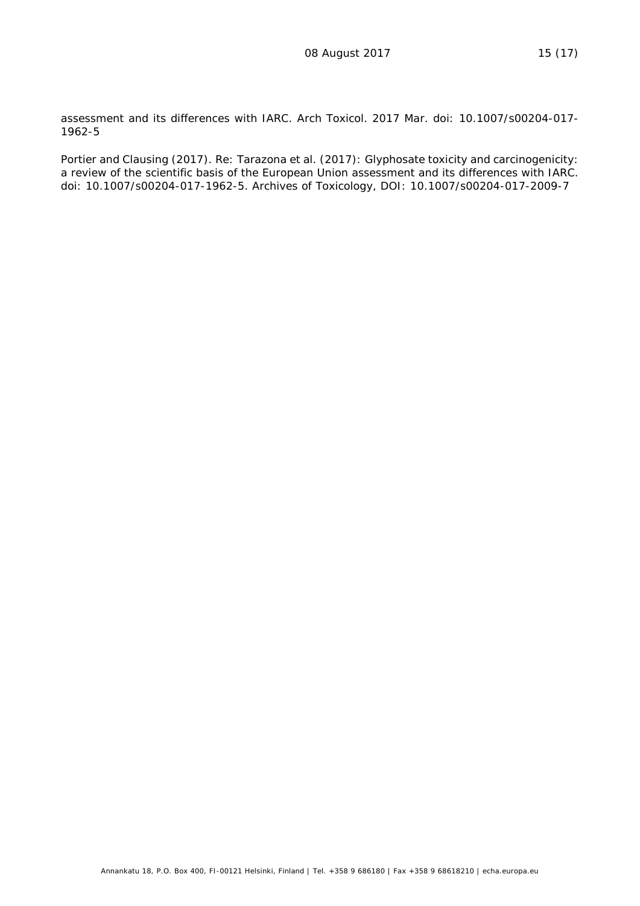assessment and its differences with IARC. Arch Toxicol. 2017 Mar. doi: 10.1007/s00204-017-1962-5

Portier and Clausing (2017). Re: Tarazona et al. (2017): Glyphosate toxicity and carcinogenicity: a review of the scientific basis of the European Union assessment and its differences with IARC. doi: 10.1007/s00204-017-1962-5. Archives of Toxicology, DOI: 10.1007/s00204-017-2009-7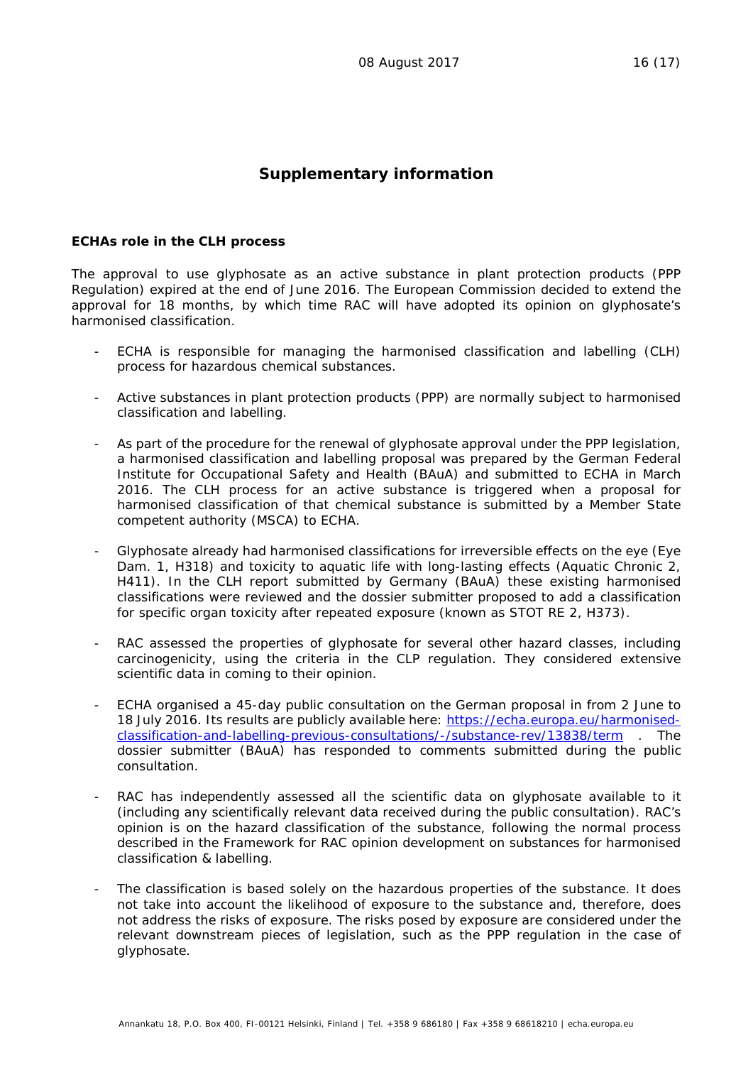## Supplementary information

### ECHAs role in the CLH process

The approval to use glyphosate as an active substance in plant protection products (PPP Regulation) expired at the end of June 2016. The European Commission decided to extend the approval for 18 months, by which time RAC will have adopted its opinion on glyphosate's harmonised classification.

- ECHA is responsible for managing the harmonised classification and labelling (CLH) process for hazardous chemical substances.
- Active substances in plant protection products (PPP) are normally subject to harmonised classification and labelling.
- As part of the procedure for the renewal of glyphosate approval under the PPP legislation, a harmonised classification and labelling proposal was prepared by the German Federal Institute for Occupational Safety and Health (BAuA) and submitted to ECHA in March 2016. The CLH process for an active substance is triggered when a proposal for harmonised classification of that chemical substance is submitted by a Member State competent authority (MSCA) to ECHA.
- Glyphosate already had harmonised classifications for irreversible effects on the eye (Eye Dam. 1, H318) and toxicity to aquatic life with long-lasting effects (Aquatic Chronic 2, H411). In the CLH report submitted by Germany (BAuA) these existing harmonised classifications were reviewed and the dossier submitter proposed to add a classification for specific organ toxicity after repeated exposure (known as STOT RE 2, H373).
- RAC assessed the properties of glyphosate for several other hazard classes, including carcinogenicity, using the criteria in the CLP regulation. They considered extensive scientific data in coming to their opinion.
- ECHA organised a 45-day public consultation on the German proposal in from 2 June to 18 July 2016. Its results are publicly available here: [https://echa.europa.eu/harmonised-classification-and-labelling-previous-consultations/-/substance-rev/13838/term](https://echa.europa.eu/harmonised-classification-and-labelling-previous-consultations/-/substance-rev/13838/term) . The dossier submitter (BAuA) has responded to comments submitted during the public consultation.
- RAC has independently assessed all the scientific data on glyphosate available to it (including any scientifically relevant data received during the public consultation). RAC's opinion is on the hazard classification of the substance, following the normal process described in the Framework for RAC opinion development on substances for harmonised classification & labelling.
- The classification is based solely on the hazardous properties of the substance. It does not take into account the likelihood of exposure to the substance and, therefore, does not address the risks of exposure. The risks posed by exposure are considered under the relevant downstream pieces of legislation, such as the PPP regulation in the case of glyphosate.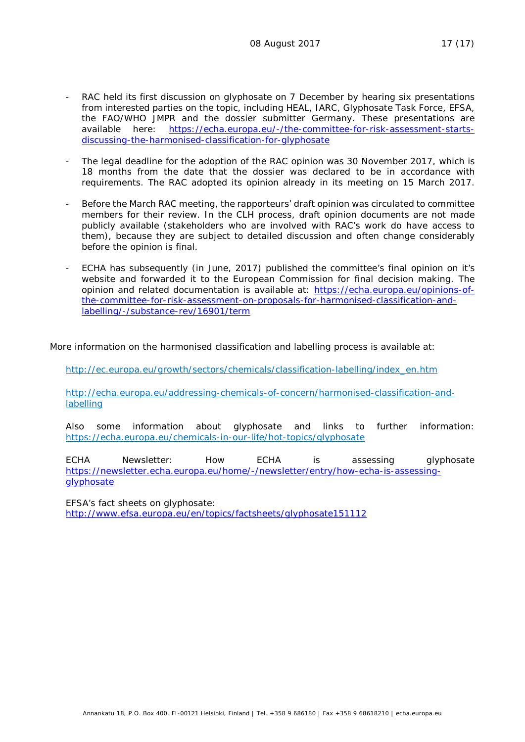- RAC held its first discussion on glyphosate on 7 December by hearing six presentations from interested parties on the topic, including HEAL, IARC, Glyphosate Task Force, EFSA, the FAO/WHO JMPR and the dossier submitter Germany. These presentations are available here: https://echa.europa.eu/-/the-committee-for-risk-assessment-starts-discussing-the-harmonised-classification-for-glyphosate

- The legal deadline for the adoption of the RAC opinion was 30 November 2017, which is 18 months from the date that the dossier was declared to be in accordance with requirements. The RAC adopted its opinion already in its meeting on 15 March 2017.

- Before the March RAC meeting, the rapporteurs' draft opinion was circulated to committee members for their review. In the CLH process, draft opinion documents are not made publicly available (stakeholders who are involved with RAC's work do have access to them), because they are subject to detailed discussion and often change considerably before the opinion is final.

- ECHA has subsequently (in June, 2017) published the committee's final opinion on it's website and forwarded it to the European Commission for final decision making. The opinion and related documentation is available at: https://echa.europa.eu/opinions-of-the-committee-for-risk-assessment-on-proposals-for-harmonised-classification-and-labelling/-/substance-rev/16901/term

More information on the harmonised classification and labelling process is available at:

http://ec.europa.eu/growth/sectors/chemicals/classification-labelling/index_en.htm

http://echa.europa.eu/addressing-chemicals-of-concern/harmonised-classification-and-labelling

Also some information about glyphosate and links to further information: https://echa.europa.eu/chemicals-in-our-life/hot-topics/glyphosate

ECHA Newsletter: How ECHA is assessing glyphosate https://newsletter.echa.europa.eu/home/-/newsletter/entry/how-echa-is-assessing-glyphosate

EFSA's fact sheets on glyphosate:
http://www.efsa.europa.eu/en/topics/factsheets/glyphosate151112